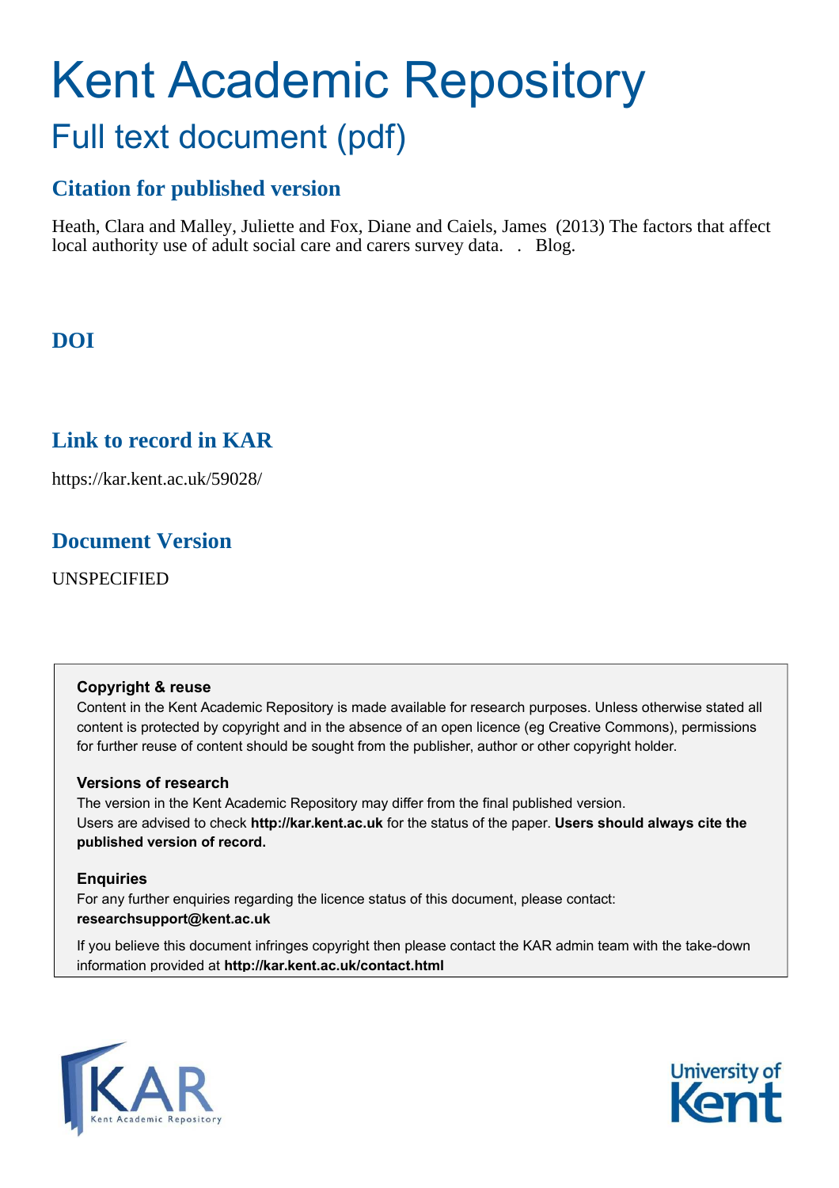# Kent Academic Repository

## Full text document (pdf)

### Citation for published version

Heath, Clara and Malley, Juliette and Fox, Diane and Caiels, James (2013) The factors that affect local authority use of adult social care and carers survey data. . Blog.

### DOI

### Link to record in KAR

https://kar.kent.ac.uk/59028/

### Document Version

UNSPECIFIED

**Copyright & reuse**

Content in the Kent Academic Repository is made available for research purposes. Unless otherwise stated all content is protected by copyright and in the absence of an open licence (eg Creative Commons), permissions for further reuse of content should be sought from the publisher, author or other copyright holder.

**Versions of research**

The version in the Kent Academic Repository may differ from the final published version. Users are advised to check **http://kar.kent.ac.uk** for the status of the paper. **Users should always cite the published version of record.**

**Enquiries**

For any further enquiries regarding the licence status of this document, please contact: **researchsupport@kent.ac.uk**

If you believe this document infringes copyright then please contact the KAR admin team with the take-down information provided at **http://kar.kent.ac.uk/contact.html**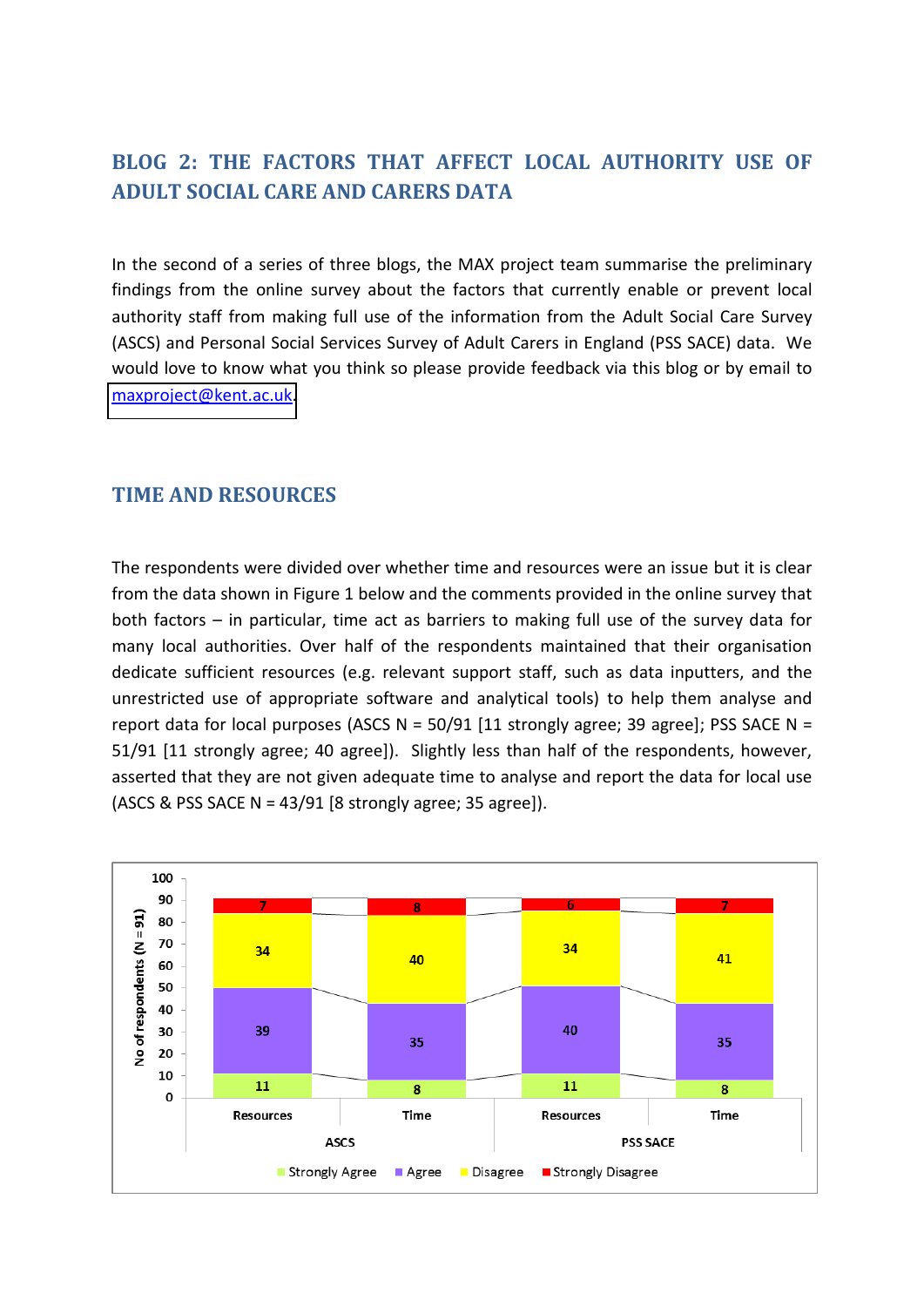## BLOG 2: THE FACTORS THAT AFFECT LOCAL AUTHORITY USE OF ADULT SOCIAL CARE AND CARERS DATA

In the second of a series of three blogs, the MAX project team summarise the preliminary findings from the online survey about the factors that currently enable or prevent local authority staff from making full use of the information from the Adult Social Care Survey (ASCS) and Personal Social Services Survey of Adult Carers in England (PSS SACE) data. We would love to know what you think so please provide feedback via this blog or by email to maxproject@kent.ac.uk.

## TIME AND RESOURCES

The respondents were divided over whether time and resources were an issue but it is clear from the data shown in Figure 1 below and the comments provided in the online survey that both factors – in particular, time act as barriers to making full use of the survey data for many local authorities. Over half of the respondents maintained that their organisation dedicate sufficient resources (e.g. relevant support staff, such as data inputters, and the unrestricted use of appropriate software and analytical tools) to help them analyse and report data for local purposes (ASCS N = 50/91 [11 strongly agree; 39 agree]; PSS SACE N = 51/91 [11 strongly agree; 40 agree]). Slightly less than half of the respondents, however, asserted that they are not given adequate time to analyse and report the data for local use (ASCS & PSS SACE N = 43/91 [8 strongly agree; 35 agree]).

| | ASCS | | PSS SACE | |
|---|---|---|---|---|
| | Resources | Time | Resources | Time |
| Strongly Agree | 11 | 8 | 11 | 8 |
| Agree | 39 | 35 | 40 | 35 |
| Disagree | 34 | 40 | 34 | 41 |
| Strongly Disagree | 7 | 8 | 6 | 7 |

No of respondents (N = 91)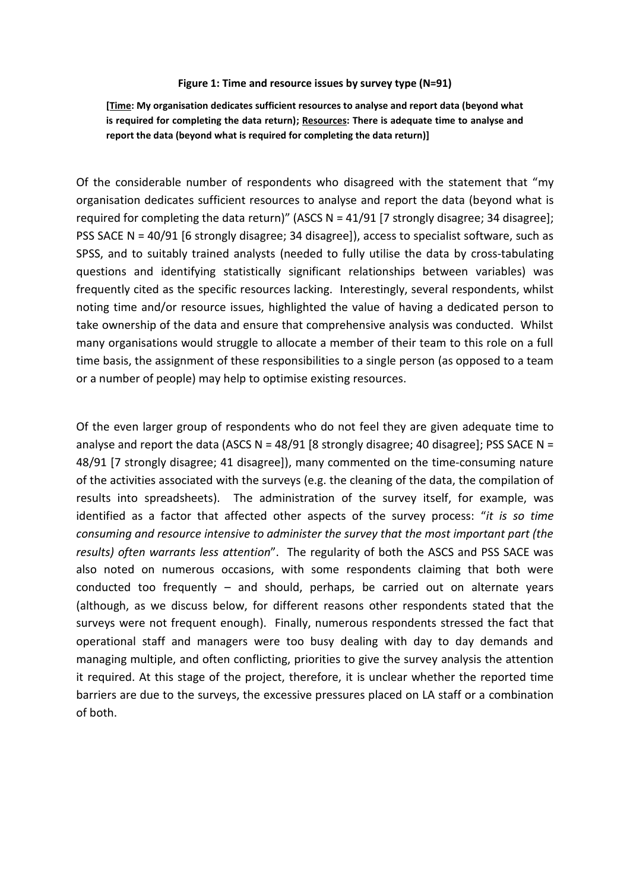**Figure 1: Time and resource issues by survey type (N=91)**

**[<u>Time</u>: My organisation dedicates sufficient resources to analyse and report data (beyond what is required for completing the data return); <u>Resources</u>: There is adequate time to analyse and report the data (beyond what is required for completing the data return)]**

Of the considerable number of respondents who disagreed with the statement that "my organisation dedicates sufficient resources to analyse and report the data (beyond what is required for completing the data return)" (ASCS N = 41/91 [7 strongly disagree; 34 disagree]; PSS SACE N = 40/91 [6 strongly disagree; 34 disagree]), access to specialist software, such as SPSS, and to suitably trained analysts (needed to fully utilise the data by cross-tabulating questions and identifying statistically significant relationships between variables) was frequently cited as the specific resources lacking. Interestingly, several respondents, whilst noting time and/or resource issues, highlighted the value of having a dedicated person to take ownership of the data and ensure that comprehensive analysis was conducted. Whilst many organisations would struggle to allocate a member of their team to this role on a full time basis, the assignment of these responsibilities to a single person (as opposed to a team or a number of people) may help to optimise existing resources.

Of the even larger group of respondents who do not feel they are given adequate time to analyse and report the data (ASCS N = 48/91 [8 strongly disagree; 40 disagree]; PSS SACE N = 48/91 [7 strongly disagree; 41 disagree]), many commented on the time-consuming nature of the activities associated with the surveys (e.g. the cleaning of the data, the compilation of results into spreadsheets). The administration of the survey itself, for example, was identified as a factor that affected other aspects of the survey process: "*it is so time consuming and resource intensive to administer the survey that the most important part (the results) often warrants less attention*". The regularity of both the ASCS and PSS SACE was also noted on numerous occasions, with some respondents claiming that both were conducted too frequently – and should, perhaps, be carried out on alternate years (although, as we discuss below, for different reasons other respondents stated that the surveys were not frequent enough). Finally, numerous respondents stressed the fact that operational staff and managers were too busy dealing with day to day demands and managing multiple, and often conflicting, priorities to give the survey analysis the attention it required. At this stage of the project, therefore, it is unclear whether the reported time barriers are due to the surveys, the excessive pressures placed on LA staff or a combination of both.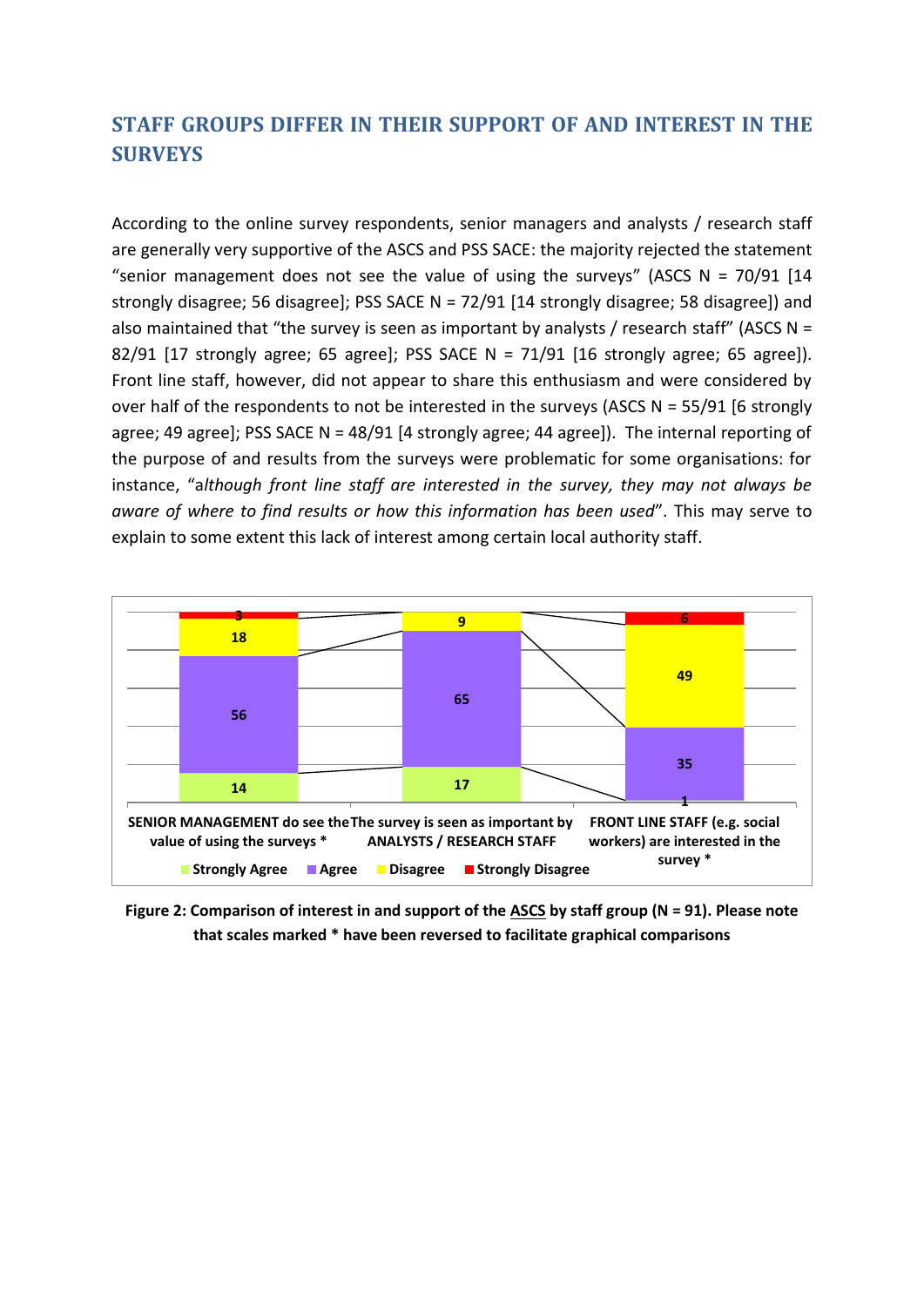## STAFF GROUPS DIFFER IN THEIR SUPPORT OF AND INTEREST IN THE SURVEYS

According to the online survey respondents, senior managers and analysts / research staff are generally very supportive of the ASCS and PSS SACE: the majority rejected the statement "senior management does not see the value of using the surveys" (ASCS N = 70/91 [14 strongly disagree; 56 disagree]; PSS SACE N = 72/91 [14 strongly disagree; 58 disagree]) and also maintained that "the survey is seen as important by analysts / research staff" (ASCS N = 82/91 [17 strongly agree; 65 agree]; PSS SACE N = 71/91 [16 strongly agree; 65 agree]). Front line staff, however, did not appear to share this enthusiasm and were considered by over half of the respondents to not be interested in the surveys (ASCS N = 55/91 [6 strongly agree; 49 agree]; PSS SACE N = 48/91 [4 strongly agree; 44 agree]). The internal reporting of the purpose of and results from the surveys were problematic for some organisations: for instance, "*although front line staff are interested in the survey, they may not always be aware of where to find results or how this information has been used*". This may serve to explain to some extent this lack of interest among certain local authority staff.

| | Strongly Agree | Agree | Disagree | Strongly Disagree |
|---|---|---|---|---|
| SENIOR MANAGEMENT do see the value of using the surveys * | 14 | 56 | 18 | 3 |
| The survey is seen as important by ANALYSTS / RESEARCH STAFF | 17 | 65 | 9 | |
| FRONT LINE STAFF (e.g. social workers) are interested in the survey * | 1 | 35 | 49 | 6 |

**Figure 2: Comparison of interest in and support of the ASCS by staff group (N = 91). Please note that scales marked * have been reversed to facilitate graphical comparisons**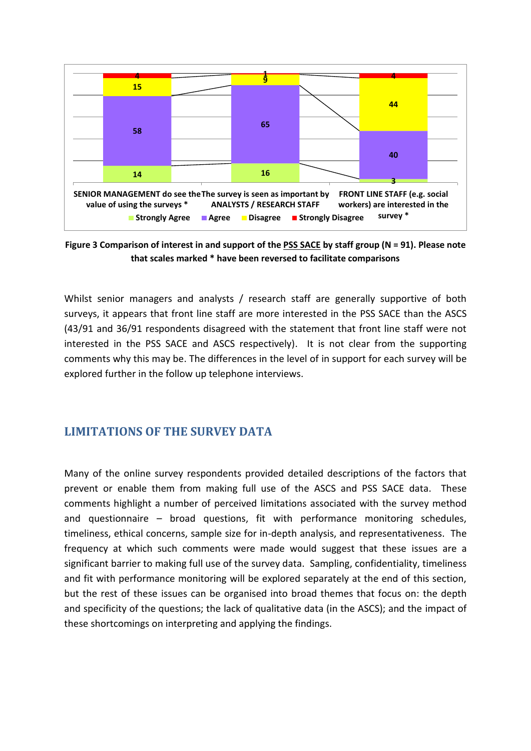| | Strongly Agree | Agree | Disagree | Strongly Disagree |
|---|---|---|---|---|
| SENIOR MANAGEMENT do see the value of using the surveys * | 14 | 58 | 15 | 4 |
| The survey is seen as important by ANALYSTS / RESEARCH STAFF | 16 | 65 | 9 | 1 |
| FRONT LINE STAFF (e.g. social workers) are interested in the survey * | 3 | 40 | 44 | 4 |

**Figure 3 Comparison of interest in and support of the PSS SACE by staff group (N = 91). Please note that scales marked * have been reversed to facilitate comparisons**

Whilst senior managers and analysts / research staff are generally supportive of both surveys, it appears that front line staff are more interested in the PSS SACE than the ASCS (43/91 and 36/91 respondents disagreed with the statement that front line staff were not interested in the PSS SACE and ASCS respectively). It is not clear from the supporting comments why this may be. The differences in the level of in support for each survey will be explored further in the follow up telephone interviews.

## LIMITATIONS OF THE SURVEY DATA

Many of the online survey respondents provided detailed descriptions of the factors that prevent or enable them from making full use of the ASCS and PSS SACE data. These comments highlight a number of perceived limitations associated with the survey method and questionnaire – broad questions, fit with performance monitoring schedules, timeliness, ethical concerns, sample size for in-depth analysis, and representativeness. The frequency at which such comments were made would suggest that these issues are a significant barrier to making full use of the survey data. Sampling, confidentiality, timeliness and fit with performance monitoring will be explored separately at the end of this section, but the rest of these issues can be organised into broad themes that focus on: the depth and specificity of the questions; the lack of qualitative data (in the ASCS); and the impact of these shortcomings on interpreting and applying the findings.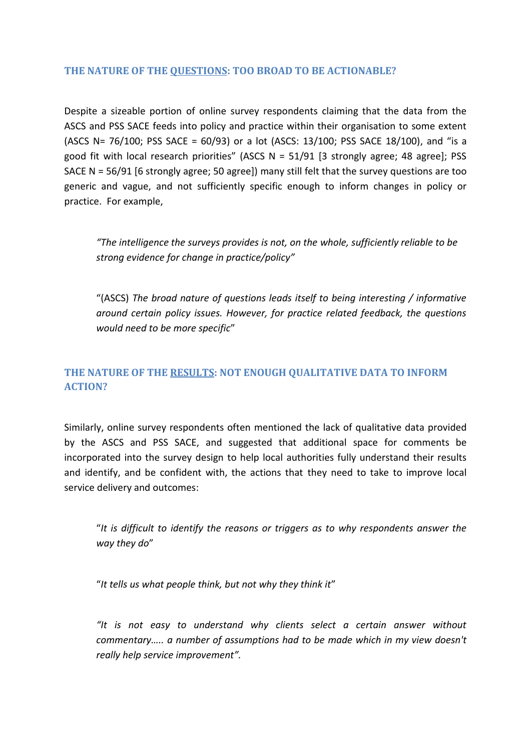## THE NATURE OF THE <u>QUESTIONS</u>: TOO BROAD TO BE ACTIONABLE?

Despite a sizeable portion of online survey respondents claiming that the data from the ASCS and PSS SACE feeds into policy and practice within their organisation to some extent (ASCS N= 76/100; PSS SACE = 60/93) or a lot (ASCS: 13/100; PSS SACE 18/100), and "is a good fit with local research priorities" (ASCS N = 51/91 [3 strongly agree; 48 agree]; PSS SACE N = 56/91 [6 strongly agree; 50 agree]) many still felt that the survey questions are too generic and vague, and not sufficiently specific enough to inform changes in policy or practice. For example,

> *"The intelligence the surveys provides is not, on the whole, sufficiently reliable to be strong evidence for change in practice/policy"*

> "(ASCS) *The broad nature of questions leads itself to being interesting / informative around certain policy issues. However, for practice related feedback, the questions would need to be more specific*"

## THE NATURE OF THE <u>RESULTS</u>: NOT ENOUGH QUALITATIVE DATA TO INFORM ACTION?

Similarly, online survey respondents often mentioned the lack of qualitative data provided by the ASCS and PSS SACE, and suggested that additional space for comments be incorporated into the survey design to help local authorities fully understand their results and identify, and be confident with, the actions that they need to take to improve local service delivery and outcomes:

> "*It is difficult to identify the reasons or triggers as to why respondents answer the way they do*"

> "*It tells us what people think, but not why they think it*"

> *"It is not easy to understand why clients select a certain answer without commentary….. a number of assumptions had to be made which in my view doesn't really help service improvement".*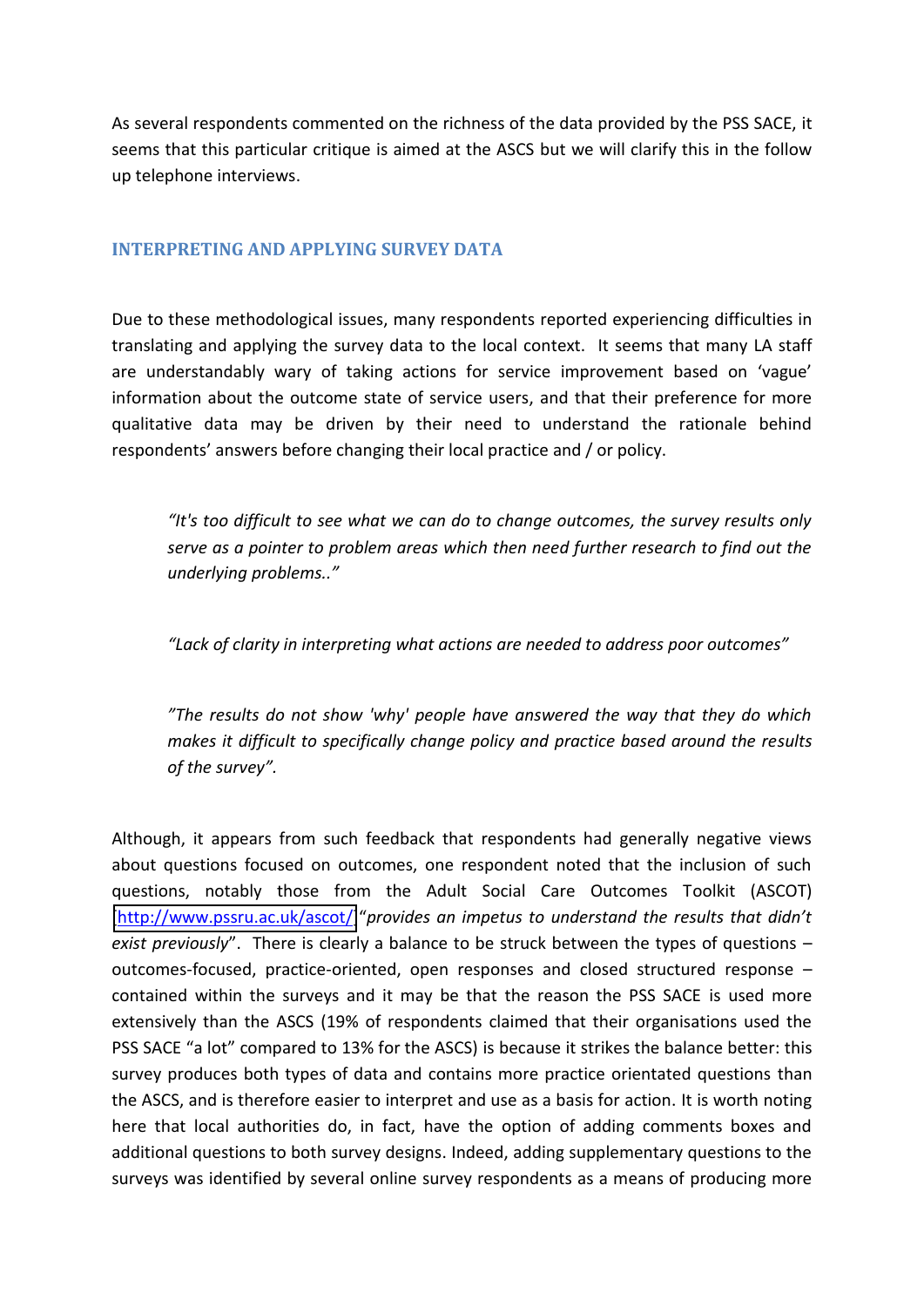As several respondents commented on the richness of the data provided by the PSS SACE, it seems that this particular critique is aimed at the ASCS but we will clarify this in the follow up telephone interviews.

## INTERPRETING AND APPLYING SURVEY DATA

Due to these methodological issues, many respondents reported experiencing difficulties in translating and applying the survey data to the local context. It seems that many LA staff are understandably wary of taking actions for service improvement based on 'vague' information about the outcome state of service users, and that their preference for more qualitative data may be driven by their need to understand the rationale behind respondents' answers before changing their local practice and / or policy.

> *"It's too difficult to see what we can do to change outcomes, the survey results only serve as a pointer to problem areas which then need further research to find out the underlying problems.."*

> *"Lack of clarity in interpreting what actions are needed to address poor outcomes"*

> *"The results do not show 'why' people have answered the way that they do which makes it difficult to specifically change policy and practice based around the results of the survey".*

Although, it appears from such feedback that respondents had generally negative views about questions focused on outcomes, one respondent noted that the inclusion of such questions, notably those from the Adult Social Care Outcomes Toolkit (ASCOT) [http://www.pssru.ac.uk/ascot/] "*provides an impetus to understand the results that didn't exist previously*". There is clearly a balance to be struck between the types of questions – outcomes-focused, practice-oriented, open responses and closed structured response – contained within the surveys and it may be that the reason the PSS SACE is used more extensively than the ASCS (19% of respondents claimed that their organisations used the PSS SACE "a lot" compared to 13% for the ASCS) is because it strikes the balance better: this survey produces both types of data and contains more practice orientated questions than the ASCS, and is therefore easier to interpret and use as a basis for action. It is worth noting here that local authorities do, in fact, have the option of adding comments boxes and additional questions to both survey designs. Indeed, adding supplementary questions to the surveys was identified by several online survey respondents as a means of producing more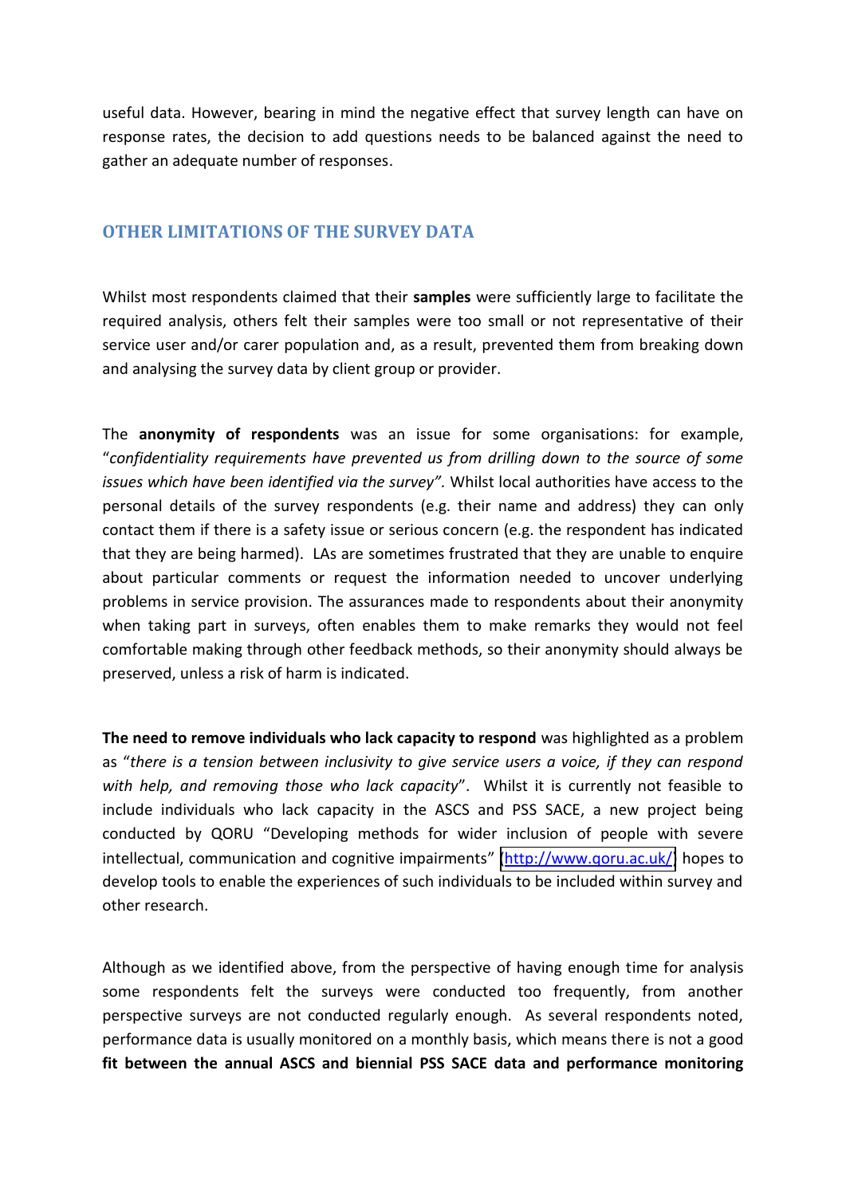useful data. However, bearing in mind the negative effect that survey length can have on response rates, the decision to add questions needs to be balanced against the need to gather an adequate number of responses.

## OTHER LIMITATIONS OF THE SURVEY DATA

Whilst most respondents claimed that their **samples** were sufficiently large to facilitate the required analysis, others felt their samples were too small or not representative of their service user and/or carer population and, as a result, prevented them from breaking down and analysing the survey data by client group or provider.

The **anonymity of respondents** was an issue for some organisations: for example, "*confidentiality requirements have prevented us from drilling down to the source of some issues which have been identified via the survey".* Whilst local authorities have access to the personal details of the survey respondents (e.g. their name and address) they can only contact them if there is a safety issue or serious concern (e.g. the respondent has indicated that they are being harmed). LAs are sometimes frustrated that they are unable to enquire about particular comments or request the information needed to uncover underlying problems in service provision. The assurances made to respondents about their anonymity when taking part in surveys, often enables them to make remarks they would not feel comfortable making through other feedback methods, so their anonymity should always be preserved, unless a risk of harm is indicated.

**The need to remove individuals who lack capacity to respond** was highlighted as a problem as "*there is a tension between inclusivity to give service users a voice, if they can respond with help, and removing those who lack capacity*". Whilst it is currently not feasible to include individuals who lack capacity in the ASCS and PSS SACE, a new project being conducted by QORU "Developing methods for wider inclusion of people with severe intellectual, communication and cognitive impairments" (http://www.qoru.ac.uk/) hopes to develop tools to enable the experiences of such individuals to be included within survey and other research.

Although as we identified above, from the perspective of having enough time for analysis some respondents felt the surveys were conducted too frequently, from another perspective surveys are not conducted regularly enough. As several respondents noted, performance data is usually monitored on a monthly basis, which means there is not a good **fit between the annual ASCS and biennial PSS SACE data and performance monitoring**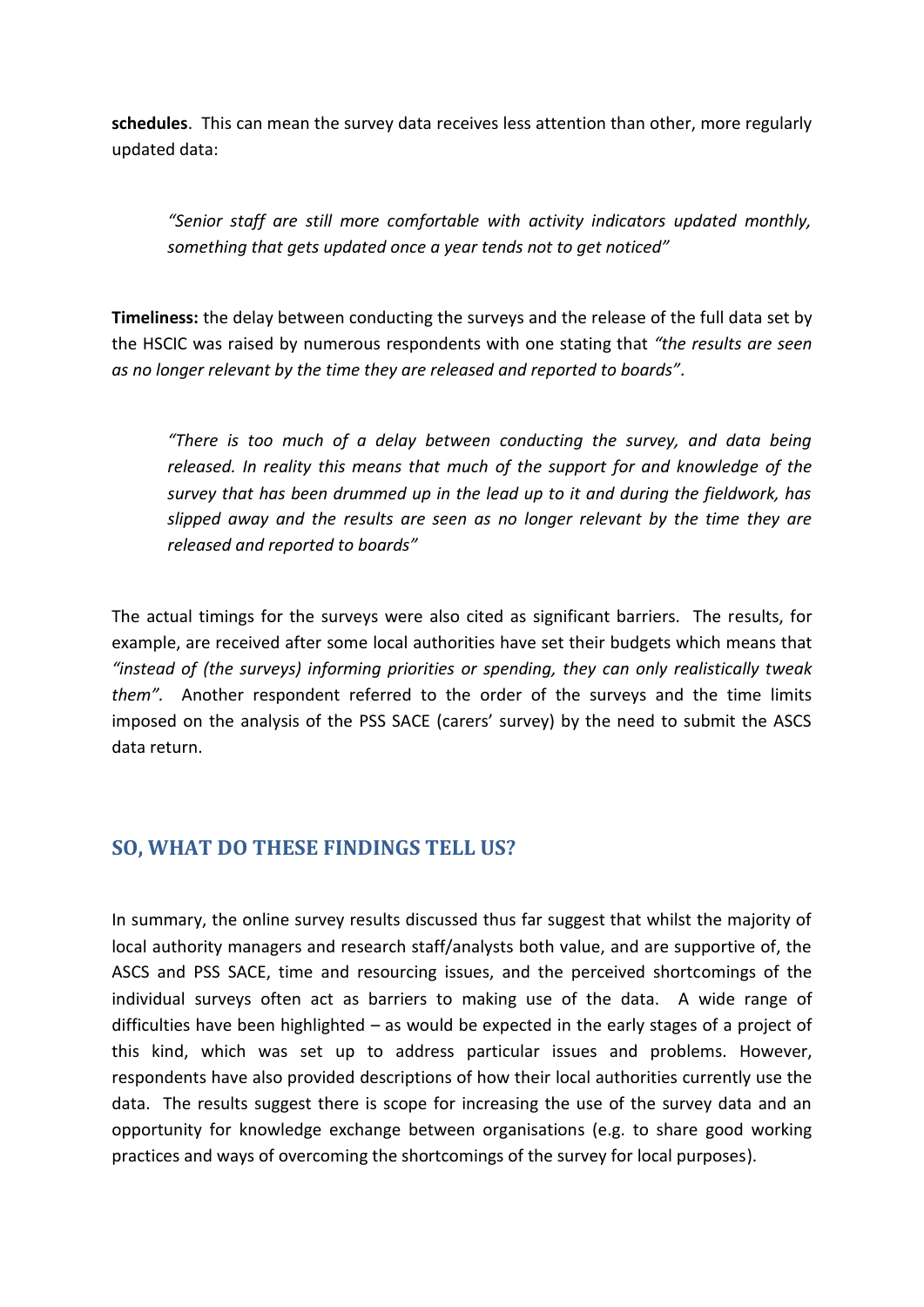**schedules**. This can mean the survey data receives less attention than other, more regularly updated data:

> *"Senior staff are still more comfortable with activity indicators updated monthly, something that gets updated once a year tends not to get noticed"*

**Timeliness:** the delay between conducting the surveys and the release of the full data set by the HSCIC was raised by numerous respondents with one stating that *"the results are seen as no longer relevant by the time they are released and reported to boards"*.

> *"There is too much of a delay between conducting the survey, and data being released. In reality this means that much of the support for and knowledge of the survey that has been drummed up in the lead up to it and during the fieldwork, has slipped away and the results are seen as no longer relevant by the time they are released and reported to boards"*

The actual timings for the surveys were also cited as significant barriers. The results, for example, are received after some local authorities have set their budgets which means that *"instead of (the surveys) informing priorities or spending, they can only realistically tweak them".* Another respondent referred to the order of the surveys and the time limits imposed on the analysis of the PSS SACE (carers' survey) by the need to submit the ASCS data return.

## SO, WHAT DO THESE FINDINGS TELL US?

In summary, the online survey results discussed thus far suggest that whilst the majority of local authority managers and research staff/analysts both value, and are supportive of, the ASCS and PSS SACE, time and resourcing issues, and the perceived shortcomings of the individual surveys often act as barriers to making use of the data. A wide range of difficulties have been highlighted – as would be expected in the early stages of a project of this kind, which was set up to address particular issues and problems. However, respondents have also provided descriptions of how their local authorities currently use the data. The results suggest there is scope for increasing the use of the survey data and an opportunity for knowledge exchange between organisations (e.g. to share good working practices and ways of overcoming the shortcomings of the survey for local purposes).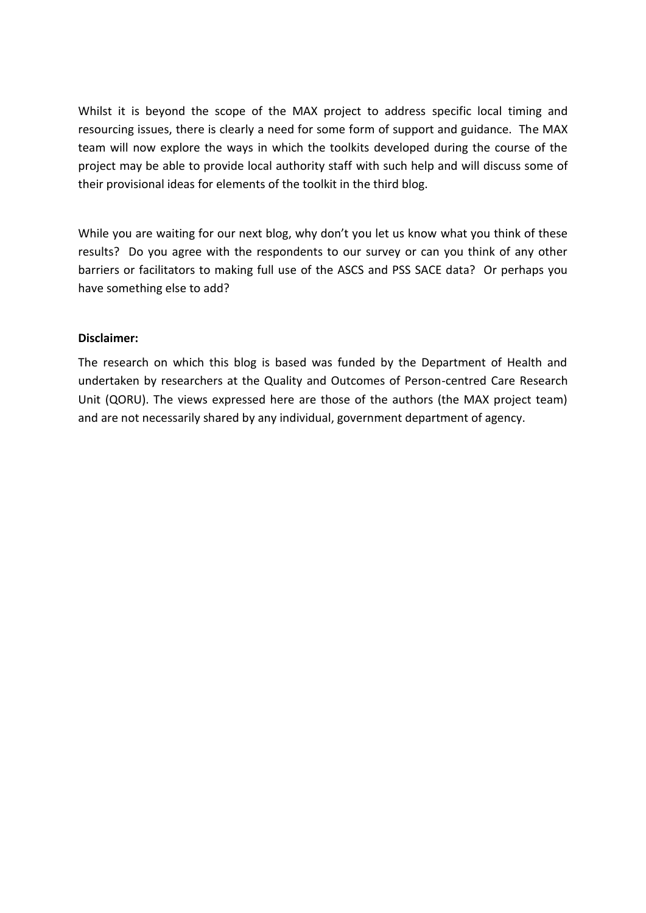Whilst it is beyond the scope of the MAX project to address specific local timing and resourcing issues, there is clearly a need for some form of support and guidance. The MAX team will now explore the ways in which the toolkits developed during the course of the project may be able to provide local authority staff with such help and will discuss some of their provisional ideas for elements of the toolkit in the third blog.

While you are waiting for our next blog, why don't you let us know what you think of these results? Do you agree with the respondents to our survey or can you think of any other barriers or facilitators to making full use of the ASCS and PSS SACE data? Or perhaps you have something else to add?

**Disclaimer:**

The research on which this blog is based was funded by the Department of Health and undertaken by researchers at the Quality and Outcomes of Person-centred Care Research Unit (QORU). The views expressed here are those of the authors (the MAX project team) and are not necessarily shared by any individual, government department of agency.